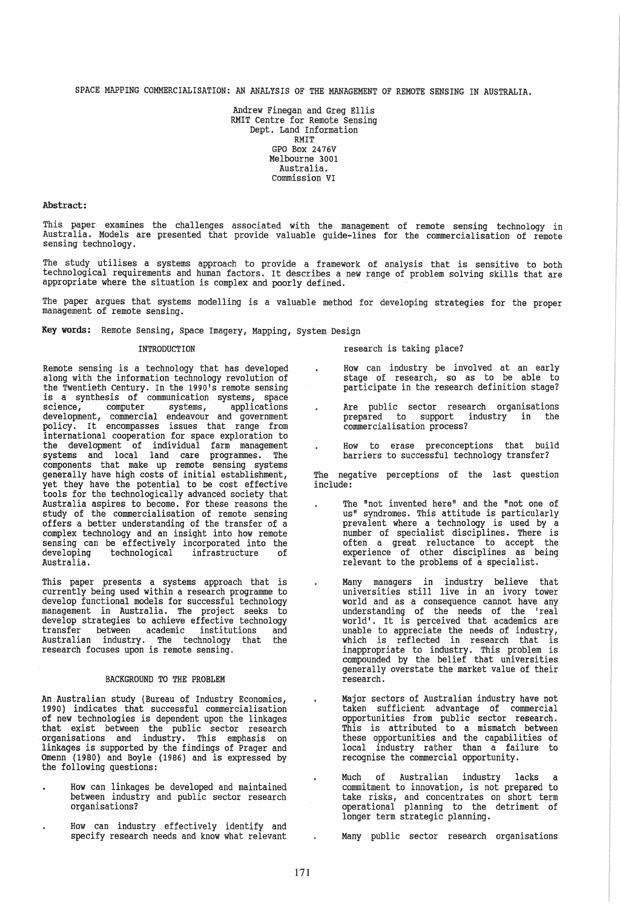# SPACE MAPPING COMMERCIALISATION: AN ANALYSIS OF THE MANAGEMENT OF REMOTE SENSING IN AUSTRALIA.

Andrew Finegan and Greg Ellis
RMIT Centre for Remote Sensing
Dept. Land Information
RMIT
GPO Box 2476V
Melbourne 3001
Australia.
Commission VI

**Abstract:**

This paper examines the challenges associated with the management of remote sensing technology in Australia. Models are presented that provide valuable guide-lines for the commercialisation of remote sensing technology.

The study utilises a systems approach to provide a framework of analysis that is sensitive to both technological requirements and human factors. It describes a new range of problem solving skills that are appropriate where the situation is complex and poorly defined.

The paper argues that systems modelling is a valuable method for developing strategies for the proper management of remote sensing.

**Key words:** Remote Sensing, Space Imagery, Mapping, System Design

## INTRODUCTION

Remote sensing is a technology that has developed along with the information technology revolution of the Twentieth Century. In the 1990's remote sensing is a synthesis of communication systems, space science, computer systems, applications development, commercial endeavour and government policy. It encompasses issues that range from international cooperation for space exploration to the development of individual farm management systems and local land care programmes. The components that make up remote sensing systems generally have high costs of initial establishment, yet they have the potential to be cost effective tools for the technologically advanced society that Australia aspires to become. For these reasons the study of the commercialisation of remote sensing offers a better understanding of the transfer of a complex technology and an insight into how remote sensing can be effectively incorporated into the developing technological infrastructure of Australia.

This paper presents a systems approach that is currently being used within a research programme to develop functional models for successful technology management in Australia. The project seeks to develop strategies to achieve effective technology transfer between academic institutions and Australian industry. The technology that the research focuses upon is remote sensing.

## BACKGROUND TO THE PROBLEM

An Australian study (Bureau of Industry Economics, 1990) indicates that successful commercialisation of new technologies is dependent upon the linkages that exist between the public sector research organisations and industry. This emphasis on linkages is supported by the findings of Prager and Omenn (1980) and Boyle (1986) and is expressed by the following questions:

- How can linkages be developed and maintained between industry and public sector research organisations?
- How can industry effectively identify and specify research needs and know what relevant research is taking place?
- How can industry be involved at an early stage of research, so as to be able to participate in the research definition stage?
- Are public sector research organisations prepared to support industry in the commercialisation process?
- How to erase preconceptions that build barriers to successful technology transfer?

The negative perceptions of the last question include:

- The "not invented here" and the "not one of us" syndromes. This attitude is particularly prevalent where a technology is used by a number of specialist disciplines. There is often a great reluctance to accept the experience of other disciplines as being relevant to the problems of a specialist.
- Many managers in industry believe that universities still live in an ivory tower world and as a consequence cannot have any understanding of the needs of the 'real world'. It is perceived that academics are unable to appreciate the needs of industry, which is reflected in research that is inappropriate to industry. This problem is compounded by the belief that universities generally overstate the market value of their research.
- Major sectors of Australian industry have not taken sufficient advantage of commercial opportunities from public sector research. This is attributed to a mismatch between these opportunities and the capabilities of local industry rather than a failure to recognise the commercial opportunity.
- Much of Australian industry lacks a commitment to innovation, is not prepared to take risks, and concentrates on short term operational planning to the detriment of longer term strategic planning.
- Many public sector research organisations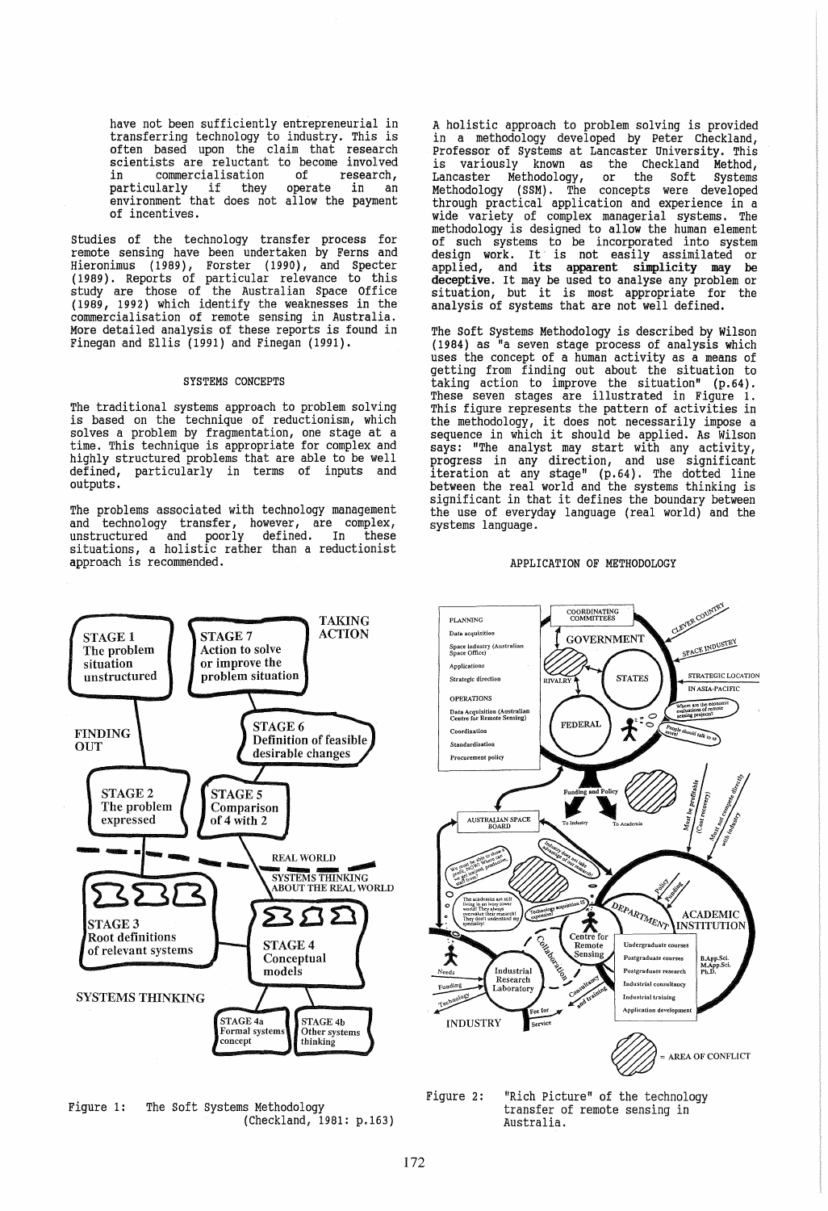have not been sufficiently entrepreneurial in transferring technology to industry. This is often based upon the claim that research scientists are reluctant to become involved in commercialisation of research, particularly if they operate in an environment that does not allow the payment of incentives.

Studies of the technology transfer process for remote sensing have been undertaken by Ferns and Hieronimus (1989), Forster (1990), and Specter (1989). Reports of particular relevance to this study are those of the Australian Space Office (1989, 1992) which identify the weaknesses in the commercialisation of remote sensing in Australia. More detailed analysis of these reports is found in Finegan and Ellis (1991) and Finegan (1991).

## SYSTEMS CONCEPTS

The traditional systems approach to problem solving is based on the technique of reductionism, which solves a problem by fragmentation, one stage at a time. This technique is appropriate for complex and highly structured problems that are able to be well defined, particularly in terms of inputs and outputs.

The problems associated with technology management and technology transfer, however, are complex, unstructured and poorly defined. In these situations, a holistic rather than a reductionist approach is recommended.

A holistic approach to problem solving is provided in a methodology developed by Peter Checkland, Professor of Systems at Lancaster University. This is variously known as the Checkland Method, Lancaster Methodology, or the Soft Systems Methodology (SSM). The concepts were developed through practical application and experience in a wide variety of complex managerial systems. The methodology is designed to allow the human element of such systems to be incorporated into system design work. It is not easily assimilated or applied, and **its apparent simplicity may be deceptive.** It may be used to analyse any problem or situation, but it is most appropriate for the analysis of systems that are not well defined.

The Soft Systems Methodology is described by Wilson (1984) as "a seven stage process of analysis which uses the concept of a human activity as a means of getting from finding out about the situation to taking action to improve the situation" (p.64). These seven stages are illustrated in Figure 1. This figure represents the pattern of activities in the methodology, it does not necessarily impose a sequence in which it should be applied. As Wilson says: "The analyst may start with any activity, progress in any direction, and use significant iteration at any stage" (p.64). The dotted line between the real world and the systems thinking is significant in that it defines the boundary between the use of everyday language (real world) and the systems language.

## APPLICATION OF METHODOLOGY

Figure 1: The Soft Systems Methodology (Checkland, 1981: p.163)

Figure 2: "Rich Picture" of the technology transfer of remote sensing in Australia.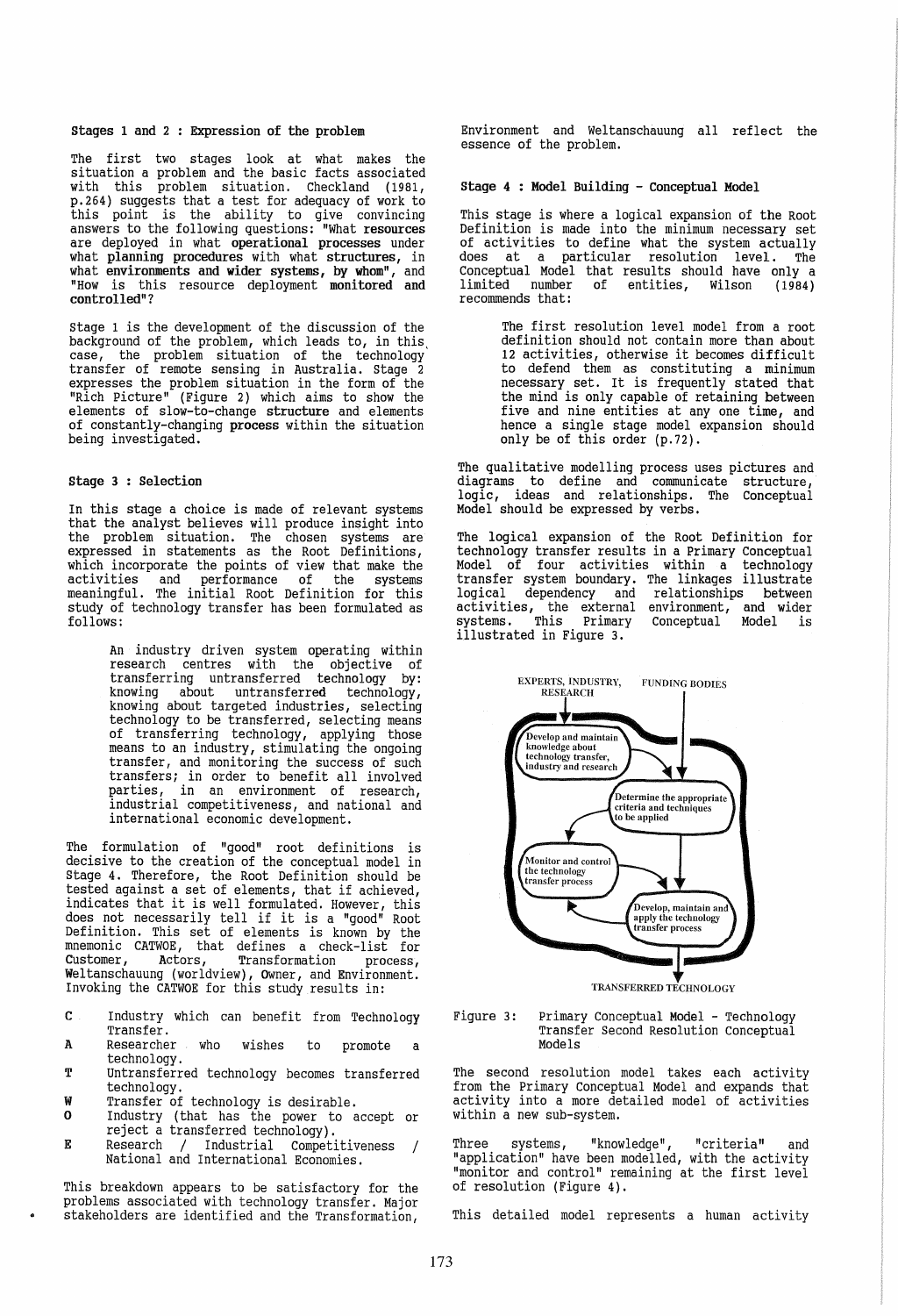### Stages 1 and 2 : Expression of the problem

The first two stages look at what makes the situation a problem and the basic facts associated with this problem situation. Checkland (1981, p.264) suggests that a test for adequacy of work to this point is the ability to give convincing answers to the following questions: "What **resources** are deployed in what **operational processes** under what **planning procedures** with what **structures**, in what **environments and wider systems, by whom**", and "How is this resource deployment **monitored and controlled**"?

Stage 1 is the development of the discussion of the background of the problem, which leads to, in this case, the problem situation of the technology transfer of remote sensing in Australia. Stage 2 expresses the problem situation in the form of the "Rich Picture" (Figure 2) which aims to show the elements of slow-to-change **structure** and elements of constantly-changing **process** within the situation being investigated.

### Stage 3 : Selection

In this stage a choice is made of relevant systems that the analyst believes will produce insight into the problem situation. The chosen systems are expressed in statements as the Root Definitions, which incorporate the points of view that make the activities and performance of the systems meaningful. The initial Root Definition for this study of technology transfer has been formulated as follows:

> An industry driven system operating within research centres with the objective of transferring untransferred technology by: knowing about untransferred technology, knowing about targeted industries, selecting technology to be transferred, selecting means of transferring technology, applying those means to an industry, stimulating the ongoing transfer, and monitoring the success of such transfers; in order to benefit all involved parties, in an environment of research, industrial competitiveness, and national and international economic development.

The formulation of "good" root definitions is decisive to the creation of the conceptual model in Stage 4. Therefore, the Root Definition should be tested against a set of elements, that if achieved, indicates that it is well formulated. However, this does not necessarily tell if it is a "good" Root Definition. This set of elements is known by the mnemonic CATWOE, that defines a check-list for Customer, Actors, Transformation process, Weltanschauung (worldview), Owner, and Environment. Invoking the CATWOE for this study results in:

- **C** Industry which can benefit from Technology Transfer.
- **A** Researcher who wishes to promote a technology.
- **T** Untransferred technology becomes transferred technology.
- **W** Transfer of technology is desirable.
- **O** Industry (that has the power to accept or reject a transferred technology).
- **E** Research / Industrial Competitiveness / National and International Economies.

This breakdown appears to be satisfactory for the problems associated with technology transfer. Major stakeholders are identified and the Transformation, Environment and Weltanschauung all reflect the essence of the problem.

### Stage 4 : Model Building - Conceptual Model

This stage is where a logical expansion of the Root Definition is made into the minimum necessary set of activities to define what the system actually does at a particular resolution level. The Conceptual Model that results should have only a limited number of entities, Wilson (1984) recommends that:

> The first resolution level model from a root definition should not contain more than about 12 activities, otherwise it becomes difficult to defend them as constituting a minimum necessary set. It is frequently stated that the mind is only capable of retaining between five and nine entities at any one time, and hence a single stage model expansion should only be of this order (p.72).

The qualitative modelling process uses pictures and diagrams to define and communicate structure, logic, ideas and relationships. The Conceptual Model should be expressed by verbs.

The logical expansion of the Root Definition for technology transfer results in a Primary Conceptual Model of four activities within a technology transfer system boundary. The linkages illustrate logical dependency and relationships between activities, the external environment, and wider systems. This Primary Conceptual Model is illustrated in Figure 3.

EXPERTS, INDUSTRY, RESEARCH — FUNDING BODIES

Develop and maintain knowledge about technology transfer, industry and research

Determine the appropriate criteria and techniques to be applied

Monitor and control the technology transfer process

Develop, maintain and apply the technology transfer process

TRANSFERRED TECHNOLOGY

Figure 3: Primary Conceptual Model - Technology Transfer Second Resolution Conceptual Models

The second resolution model takes each activity from the Primary Conceptual Model and expands that activity into a more detailed model of activities within a new sub-system.

Three systems, "knowledge", "criteria" and "application" have been modelled, with the activity "monitor and control" remaining at the first level of resolution (Figure 4).

This detailed model represents a human activity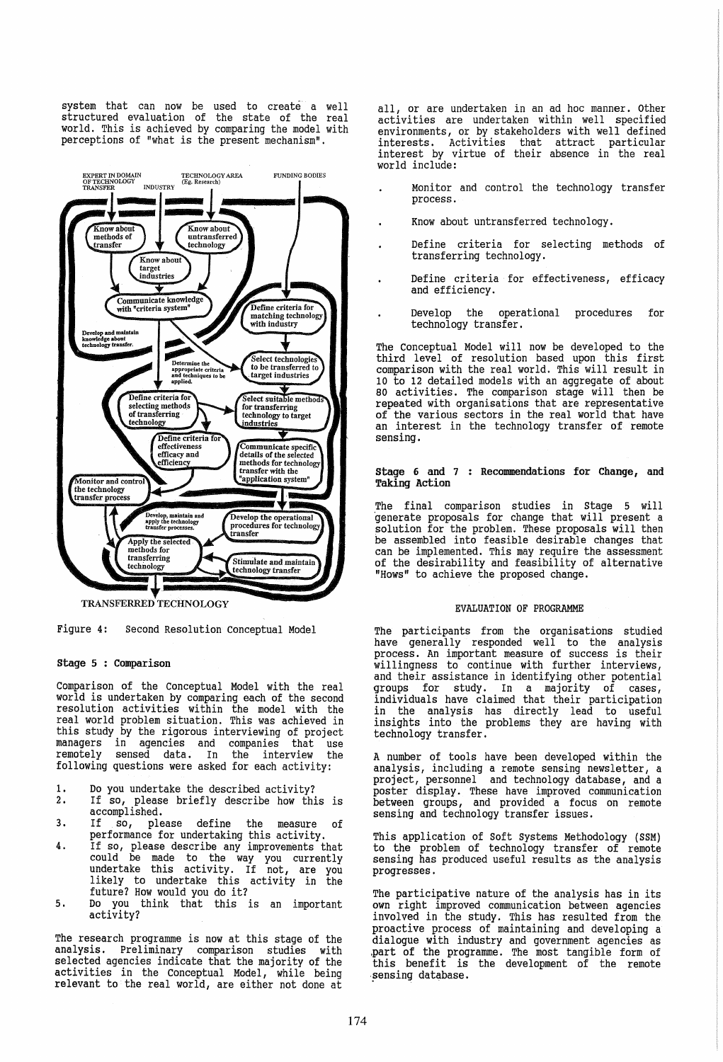system that can now be used to create a well structured evaluation of the state of the real world. This is achieved by comparing the model with perceptions of "what is the present mechanism".

Figure 4: Second Resolution Conceptual Model

### Stage 5 : Comparison

Comparison of the Conceptual Model with the real world is undertaken by comparing each of the second resolution activities within the model with the real world problem situation. This was achieved in this study by the rigorous interviewing of project managers in agencies and companies that use remotely sensed data. In the interview the following questions were asked for each activity:

1. Do you undertake the described activity?
2. If so, please briefly describe how this is accomplished.
3. If so, please define the measure of performance for undertaking this activity.
4. If so, please describe any improvements that could be made to the way you currently undertake this activity. If not, are you likely to undertake this activity in the future? How would you do it?
5. Do you think that this is an important activity?

The research programme is now at this stage of the analysis. Preliminary comparison studies with selected agencies indicate that the majority of the activities in the Conceptual Model, while being relevant to the real world, are either not done at all, or are undertaken in an ad hoc manner. Other activities are undertaken within well specified environments, or by stakeholders with well defined interests. Activities that attract particular interest by virtue of their absence in the real world include:

- Monitor and control the technology transfer process.
- Know about untransferred technology.
- Define criteria for selecting methods of transferring technology.
- Define criteria for effectiveness, efficacy and efficiency.
- Develop the operational procedures for technology transfer.

The Conceptual Model will now be developed to the third level of resolution based upon this first comparison with the real world. This will result in 10 to 12 detailed models with an aggregate of about 80 activities. The comparison stage will then be repeated with organisations that are representative of the various sectors in the real world that have an interest in the technology transfer of remote sensing.

### Stage 6 and 7 : Recommendations for Change, and Taking Action

The final comparison studies in Stage 5 will generate proposals for change that will present a solution for the problem. These proposals will then be assembled into feasible desirable changes that can be implemented. This may require the assessment of the desirability and feasibility of alternative "Hows" to achieve the proposed change.

## EVALUATION OF PROGRAMME

The participants from the organisations studied have generally responded well to the analysis process. An important measure of success is their willingness to continue with further interviews, and their assistance in identifying other potential groups for study. In a majority of cases, individuals have claimed that their participation in the analysis has directly lead to useful insights into the problems they are having with technology transfer.

A number of tools have been developed within the analysis, including a remote sensing newsletter, a project, personnel and technology database, and a poster display. These have improved communication between groups, and provided a focus on remote sensing and technology transfer issues.

This application of Soft Systems Methodology (SSM) to the problem of technology transfer of remote sensing has produced useful results as the analysis progresses.

The participative nature of the analysis has in its own right improved communication between agencies involved in the study. This has resulted from the proactive process of maintaining and developing a dialogue with industry and government agencies as part of the programme. The most tangible form of this benefit is the development of the remote sensing database.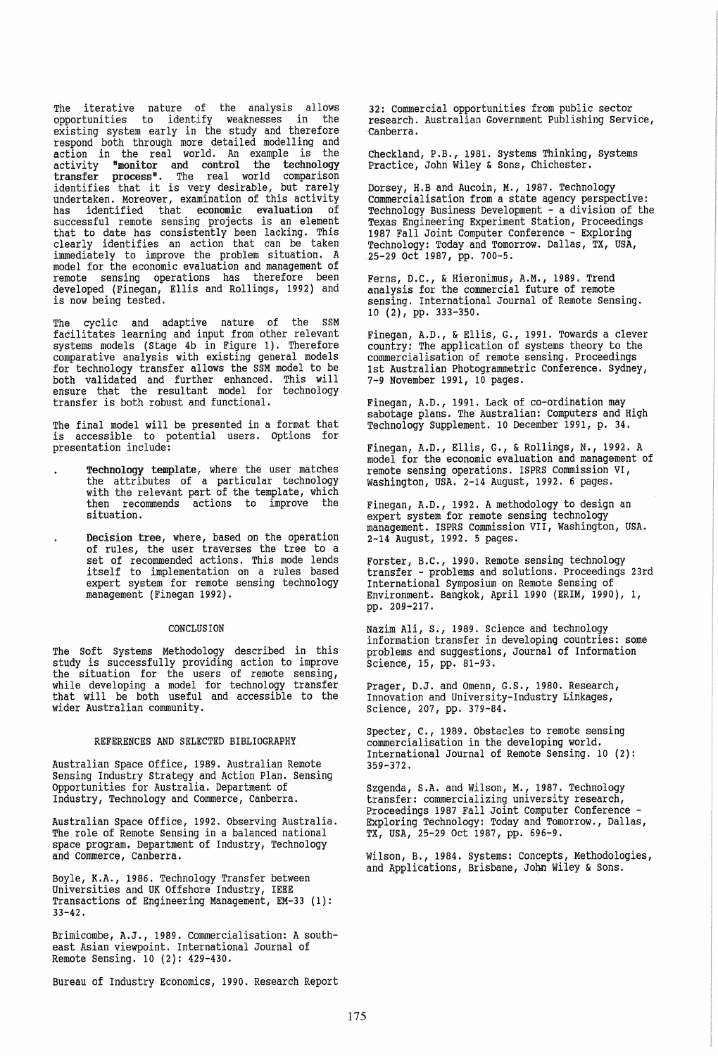The iterative nature of the analysis allows opportunities to identify weaknesses in the existing system early in the study and therefore respond both through more detailed modelling and action in the real world. An example is the activity **"monitor and control the technology transfer process"**. The real world comparison identifies that it is very desirable, but rarely undertaken. Moreover, examination of this activity has identified that **economic evaluation** of successful remote sensing projects is an element that to date has consistently been lacking. This clearly identifies an action that can be taken immediately to improve the problem situation. A model for the economic evaluation and management of remote sensing operations has therefore been developed (Finegan, Ellis and Rollings, 1992) and is now being tested.

The cyclic and adaptive nature of the SSM facilitates learning and input from other relevant systems models (Stage 4b in Figure 1). Therefore comparative analysis with existing general models for technology transfer allows the SSM model to be both validated and further enhanced. This will ensure that the resultant model for technology transfer is both robust and functional.

The final model will be presented in a format that is accessible to potential users. Options for presentation include:

- **Technology template**, where the user matches the attributes of a particular technology with the relevant part of the template, which then recommends actions to improve the situation.

- **Decision tree**, where, based on the operation of rules, the user traverses the tree to a set of recommended actions. This mode lends itself to implementation on a rules based expert system for remote sensing technology management (Finegan 1992).

## CONCLUSION

The Soft Systems Methodology described in this study is successfully providing action to improve the situation for the users of remote sensing, while developing a model for technology transfer that will be both useful and accessible to the wider Australian community.

## REFERENCES AND SELECTED BIBLIOGRAPHY

Australian Space Office, 1989. Australian Remote Sensing Industry Strategy and Action Plan. Sensing Opportunities for Australia. Department of Industry, Technology and Commerce, Canberra.

Australian Space Office, 1992. Observing Australia. The role of Remote Sensing in a balanced national space program. Department of Industry, Technology and Commerce, Canberra.

Boyle, K.A., 1986. Technology Transfer between Universities and UK Offshore Industry, IEEE Transactions of Engineering Management, EM-33 (1): 33-42.

Brimicombe, A.J., 1989. Commercialisation: A south-east Asian viewpoint. International Journal of Remote Sensing. 10 (2): 429-430.

Bureau of Industry Economics, 1990. Research Report 32: Commercial opportunities from public sector research. Australian Government Publishing Service, Canberra.

Checkland, P.B., 1981. Systems Thinking, Systems Practice, John Wiley & Sons, Chichester.

Dorsey, H.B and Aucoin, M., 1987. Technology Commercialisation from a state agency perspective: Technology Business Development - a division of the Texas Engineering Experiment Station, Proceedings 1987 Fall Joint Computer Conference - Exploring Technology: Today and Tomorrow. Dallas, TX, USA, 25-29 Oct 1987, pp. 700-5.

Ferns, D.C., & Hieronimus, A.M., 1989. Trend analysis for the commercial future of remote sensing. International Journal of Remote Sensing. 10 (2), pp. 333-350.

Finegan, A.D., & Ellis, G., 1991. Towards a clever country: The application of systems theory to the commercialisation of remote sensing. Proceedings 1st Australian Photogrammetric Conference. Sydney, 7-9 November 1991, 10 pages.

Finegan, A.D., 1991. Lack of co-ordination may sabotage plans. The Australian: Computers and High Technology Supplement. 10 December 1991, p. 34.

Finegan, A.D., Ellis, G., & Rollings, N., 1992. A model for the economic evaluation and management of remote sensing operations. ISPRS Commission VI, Washington, USA. 2-14 August, 1992. 6 pages.

Finegan, A.D., 1992. A methodology to design an expert system for remote sensing technology management. ISPRS Commission VII, Washington, USA. 2-14 August, 1992. 5 pages.

Forster, B.C., 1990. Remote sensing technology transfer - problems and solutions. Proceedings 23rd International Symposium on Remote Sensing of Environment. Bangkok, April 1990 (ERIM, 1990), 1, pp. 209-217.

Nazim Ali, S., 1989. Science and technology information transfer in developing countries: some problems and suggestions, Journal of Information Science, 15, pp. 81-93.

Prager, D.J. and Omenn, G.S., 1980. Research, Innovation and University-Industry Linkages, Science, 207, pp. 379-84.

Specter, C., 1989. Obstacles to remote sensing commercialisation in the developing world. International Journal of Remote Sensing. 10 (2): 359-372.

Szgenda, S.A. and Wilson, M., 1987. Technology transfer: commercializing university research, Proceedings 1987 Fall Joint Computer Conference - Exploring Technology: Today and Tomorrow., Dallas, TX, USA, 25-29 Oct 1987, pp. 696-9.

Wilson, B., 1984. Systems: Concepts, Methodologies, and Applications, Brisbane, John Wiley & Sons.